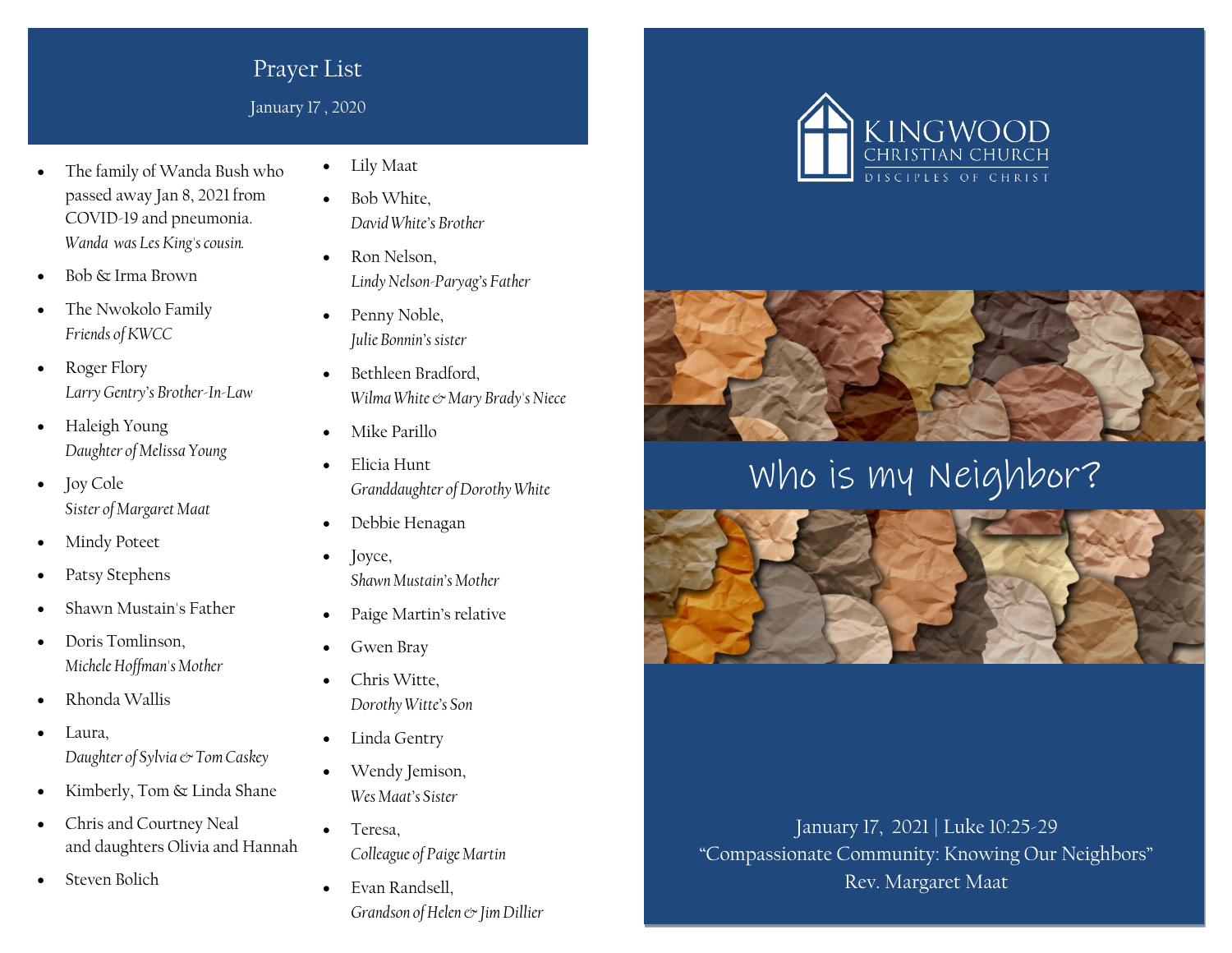## Prayer List

January 17 , 2020

- The family of Wanda Bush who passed away Jan 8, 2021 from COVID-19 and pneumonia. *Wanda was Les King's cousin.*
- Bob & Irma Brown
- The Nwokolo Family *Friends of KWCC*
- Roger Flory *Larry Gentry's Brother-In-Law*
- Haleigh Young *Daughter of Melissa Young*
- Joy Cole *Sister of Margaret Maat*
- Mindy Poteet
- Patsy Stephens
- Shawn Mustain's Father
- Doris Tomlinson, *Michele Hoffman's Mother*
- Rhonda Wallis
- Laura, *Daughter of Sylvia & Tom Caskey*
- Kimberly, Tom & Linda Shane
- Chris and Courtney Neal and daughters Olivia and Hannah
- Steven Bolich
- Lily Maat
- Bob White, *David White's Brother*
- Ron Nelson, *Lindy Nelson-Paryag's Father*
- Penny Noble, *Julie Bonnin's sister*
- Bethleen Bradford, *Wilma White & Mary Brady's Niece*
- Mike Parillo
- Elicia Hunt *Granddaughter of Dorothy White*
- Debbie Henagan
- Joyce, *Shawn Mustain's Mother*
- Paige Martin's relative
- Gwen Bray
- Chris Witte, *Dorothy Witte's Son*
- Linda Gentry
- Wendy Jemison, *Wes Maat's Sister*
- Teresa, *Colleague of Paige Martin*
- Evan Randsell, *Grandson of Helen & Jim Dillier*

KINGWOOD
CHRISTIAN CHURCH
DISCIPLES OF CHRIST

# Who is my Neighbor?

January 17, 2021 | Luke 10:25-29
"Compassionate Community: Knowing Our Neighbors"
Rev. Margaret Maat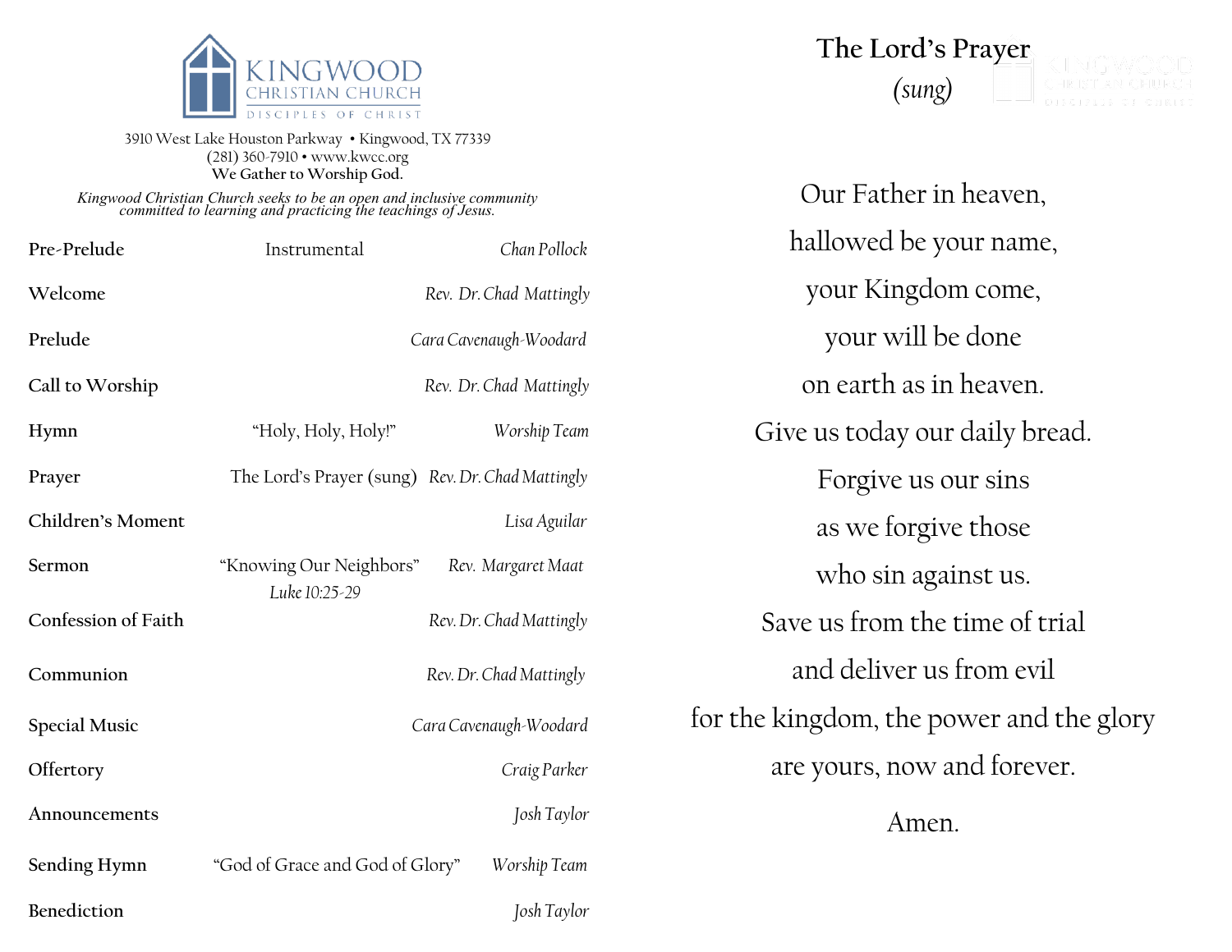# KINGWOOD CHRISTIAN CHURCH

DISCIPLES OF CHRIST

3910 West Lake Houston Parkway • Kingwood, TX 77339
(281) 360-7910 • www.kwcc.org
**We Gather to Worship God.**

*Kingwood Christian Church seeks to be an open and inclusive community committed to learning and practicing the teachings of Jesus.*

| | | |
|---|---|---|
| **Pre-Prelude** | Instrumental | *Chan Pollock* |
| **Welcome** | | *Rev. Dr. Chad Mattingly* |
| **Prelude** | | *Cara Cavenaugh-Woodard* |
| **Call to Worship** | | *Rev. Dr. Chad Mattingly* |
| **Hymn** | "Holy, Holy, Holy!" | *Worship Team* |
| **Prayer** | The Lord's Prayer (sung) | *Rev. Dr. Chad Mattingly* |
| **Children's Moment** | | *Lisa Aguilar* |
| **Sermon** | "Knowing Our Neighbors" *Luke 10:25-29* | *Rev. Margaret Maat* |
| **Confession of Faith** | | *Rev. Dr. Chad Mattingly* |
| **Communion** | | *Rev. Dr. Chad Mattingly* |
| **Special Music** | | *Cara Cavenaugh-Woodard* |
| **Offertory** | | *Craig Parker* |
| **Announcements** | | *Josh Taylor* |
| **Sending Hymn** | "God of Grace and God of Glory" | *Worship Team* |
| **Benediction** | | *Josh Taylor* |

## The Lord's Prayer

*(sung)*

Our Father in heaven,
hallowed be your name,
your Kingdom come,
your will be done
on earth as in heaven.
Give us today our daily bread.
Forgive us our sins
as we forgive those
who sin against us.
Save us from the time of trial
and deliver us from evil
for the kingdom, the power and the glory
are yours, now and forever.

Amen.